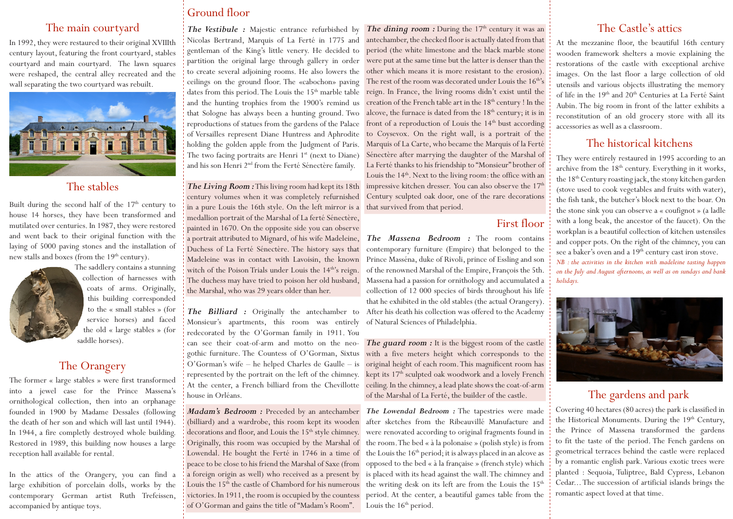## The main courtyard

In 1992, they were restaured to their original XVIIIth century layout, featuring the front courtyard, stables courtyard and main courtyard. The lawn squares were reshaped, the central alley recreated and the wall separating the two courtyard was rebuilt.

## The stables

Built during the second half of the 17th century to house 14 horses, they have been transformed and mutilated over centuries. In 1987, they were restored and went back to their original function with the laying of 5000 paving stones and the installation of new stalls and boxes (from the 19th century).

The saddlery contains a stunning collection of harnesses with coats of arms. Originally, this building corresponded to the « small stables » (for service horses) and faced the old « large stables » (for saddle horses).

## The Orangery

The former « large stables » were first transformed into a jewel case for the Prince Massena's ornithological collection, then into an orphanage founded in 1900 by Madame Dessales (following the death of her son and which will last until 1944). In 1944, a fire completly destroyed whole building. Restored in 1989, this building now houses a large reception hall available for rental.

In the attics of the Orangery, you can find a large exhibition of porcelain dolls, works by the contemporary German artist Ruth Trefeissen, accompanied by antique toys.

## Ground floor

***The Vestibule :*** Majestic entrance refurbished by Nicolas Bertrand, Marquis of La Ferté in 1775 and gentleman of the King's little venery. He decided to partition the original large through gallery in order to create several adjoining rooms. He also lowers the ceilings on the ground floor. The «cabochon» paving dates from this period. The Louis the 15th marble table and the hunting trophies from the 1900's remind us that Sologne has always been a hunting ground. Two reproductions of statues from the gardens of the Palace of Versailles represent Diane Huntress and Aphrodite holding the golden apple from the Judgment of Paris. The two facing portraits are Henri 1st (next to Diane) and his son Henri 2nd from the Ferté Sénectère family.

***The Living Room :*** This living room had kept its 18th century volumes when it was completely refurnished in a pure Louis the 16th style. On the left mirror is a medallion portrait of the Marshal of La ferté Sénectère, painted in 1670. On the opposite side you can observe a portrait attributed to Mignard, of his wife Madeleine, Duchess of La Ferté Sénectère. The history says that Madeleine was in contact with Lavoisin, the known witch of the Poison Trials under Louis the 14th's reign. The duchess may have tried to poison her old husband, the Marshal, who was 29 years older than her.

***The Billiard :*** Originally the antechamber to Monsieur's apartments, this room was entirely redecorated by the O'Gorman family in 1911. You can see their coat-of-arm and motto on the neo-gothic furniture. The Countess of O'Gorman, Sixtus O'Gorman's wife – he helped Charles de Gaulle – is represented by the portrait on the left of the chimney. At the center, a French billiard from the Chevillotte house in Orléans.

***Madam's Bedroom :*** Preceded by an antechamber (billiard) and a wardrobe, this room kept its wooden decorations and floor, and Louis the 15th style chimney. Originally, this room was occupied by the Marshal of Lowendal. He bought the Ferté in 1746 in a time of peace to be close to his friend the Marshal of Saxe (from a foreign origin as well) who received as a present by Louis the 15th the castle of Chambord for his numerous victories. In 1911, the room is occupied by the countess of O'Gorman and gains the title of "Madam's Room".

***The dining room :*** During the 17th century it was an antechamber, the checked floor is actually dated from that period (the white limestone and the black marble stone were put at the same time but the latter is denser than the other which means it is more resistant to the erosion). The rest of the room was decorated under Louis the 16th's reign. In France, the living rooms didn't exist until the creation of the French table art in the 18th century ! In the alcove, the furnace is dated from the 18th century; it is in front of a reproduction of Louis the 14th bust according to Coysevox. On the right wall, is a portrait of the Marquis of La Carte, who became the Marquis of la Ferté Sénectère after marrying the daughter of the Marshal of La Ferté thanks to his friendship to "Monsieur" brother of Louis the 14th. Next to the living room: the office with an impressive kitchen dresser. You can also observe the 17th Century sculpted oak door, one of the rare decorations that survived from that period.

## First floor

***The Massena Bedroom :*** The room contains contemporary furniture (Empire) that belonged to the Prince Masséna, duke of Rivoli, prince of Essling and son of the renowned Marshal of the Empire, François the 5th. Massena had a passion for ornithology and accumulated a collection of 12 000 species of birds throughout his life that he exhibited in the old stables (the actual Orangery). After his death his collection was offered to the Academy of Natural Sciences of Philadelphia.

***The guard room :*** It is the biggest room of the castle with a five meters height which corresponds to the original height of each room. This magnificent room has kept its 17th sculpted oak woodwork and a lovely French ceiling. In the chimney, a lead plate shows the coat-of-arm of the Marshal of La Ferté, the builder of the castle.

***The Lowendal Bedroom :*** The tapestries were made after sketches from the Ribeauvillé Manufacture and were renovated according to original fragments found in the room. The bed « à la polonaise » (polish style) is from the Louis the 16th period; it is always placed in an alcove as opposed to the bed « à la française » (french style) which is placed with its head against the wall. The chimney and the writing desk on its left are from the Louis the 15th period. At the center, a beautiful games table from the Louis the 16th period.

## The Castle's attics

At the mezzanine floor, the beautiful 16th century wooden framework shelters a movie explaining the restorations of the castle with exceptional archive images. On the last floor a large collection of old utensils and various objects illustrating the memory of life in the 19th and 20th Centuries at La Ferté Saint Aubin. The big room in front of the latter exhibits a reconstitution of an old grocery store with all its accessories as well as a classroom.

## The historical kitchens

They were entirely restaured in 1995 according to an archive from the 18th century. Everything in it works, the 18th Century roasting jack, the stony kitchen garden (stove used to cook vegetables and fruits with water), the fish tank, the butcher's block next to the boar. On the stone sink you can observe a « coufignot » (a ladle with a long beak, the ancestor of the faucet). On the workplan is a beautiful collection of kitchen ustensiles and copper pots. On the right of the chimney, you can see a baker's oven and a 19th century cast iron stove.

*NB : the activities in the kitchen with madeleine tasting happen on the July and August afternoons, as well as on sundays and bank holidays.*

## The gardens and park

Covering 40 hectares (80 acres) the park is classified in the Historical Monuments. During the 19th Century, the Prince of Massena transformed the gardens to fit the taste of the period. The Fench gardens on geometrical terraces behind the castle were replaced by a romantic english park. Various exotic trees were planted : Sequoia, Tuliptree, Bald Cypress, Lebanon Cedar… The succession of artificial islands brings the romantic aspect loved at that time.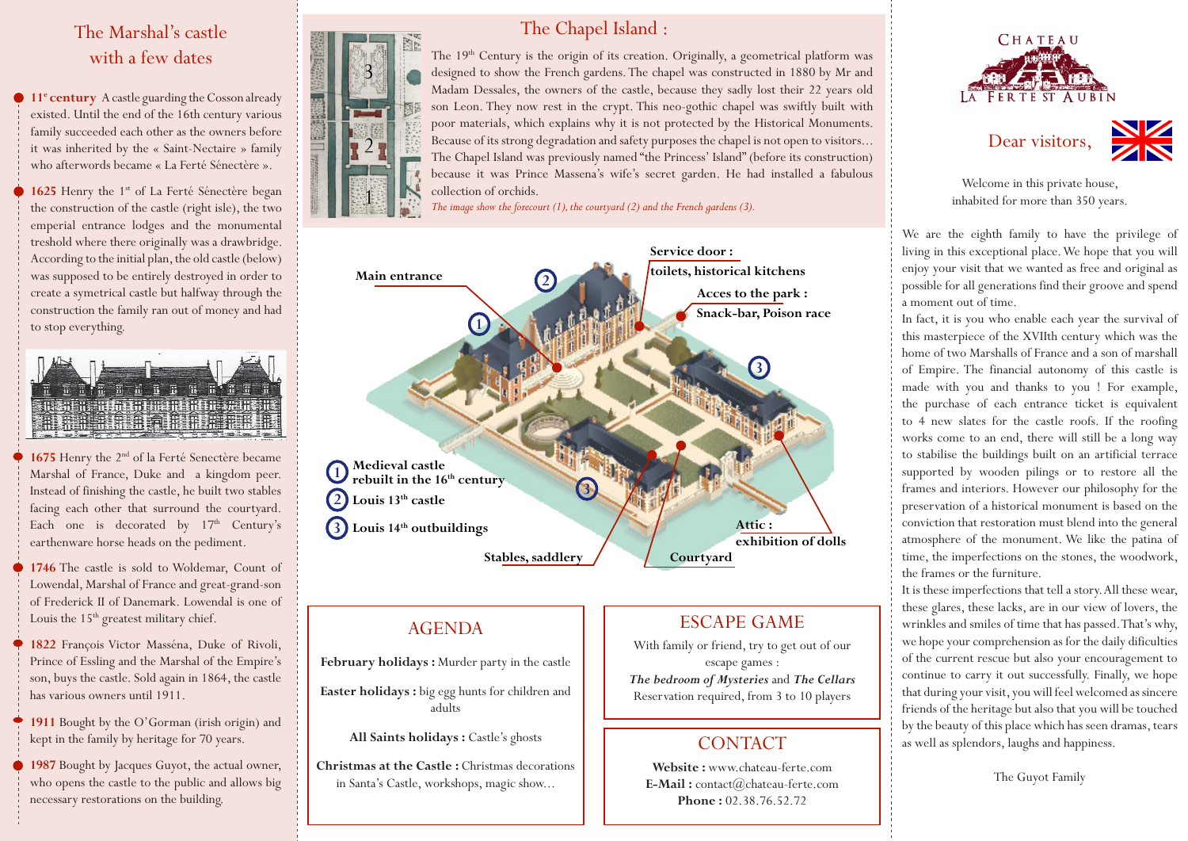# The Marshal's castle with a few dates

- **11e century** A castle guarding the Cosson already existed. Until the end of the 16th century various family succeeded each other as the owners before it was inherited by the « Saint-Nectaire » family who afterwords became « La Ferté Sénectère ».
- **1625** Henry the 1st of La Ferté Sénectère began the construction of the castle (right isle), the two emperial entrance lodges and the monumental treshold where there originally was a drawbridge. According to the initial plan, the old castle (below) was supposed to be entirely destroyed in order to create a symetrical castle but halfway through the construction the family ran out of money and had to stop everything.
- **1675** Henry the 2nd of la Ferté Senectère became Marshal of France, Duke and a kingdom peer. Instead of finishing the castle, he built two stables facing each other that surround the courtyard. Each one is decorated by 17th Century's earthenware horse heads on the pediment.
- **1746** The castle is sold to Woldemar, Count of Lowendal, Marshal of France and great-grand-son of Frederick II of Danemark. Lowendal is one of Louis the 15th greatest military chief.
- **1822** François Victor Masséna, Duke of Rivoli, Prince of Essling and the Marshal of the Empire's son, buys the castle. Sold again in 1864, the castle has various owners until 1911.
- **1911** Bought by the O'Gorman (irish origin) and kept in the family by heritage for 70 years.
- **1987** Bought by Jacques Guyot, the actual owner, who opens the castle to the public and allows big necessary restorations on the building.

## The Chapel Island :

3

2

1

The 19th Century is the origin of its creation. Originally, a geometrical platform was designed to show the French gardens. The chapel was constructed in 1880 by Mr and Madam Dessales, the owners of the castle, because they sadly lost their 22 years old son Leon. They now rest in the crypt. This neo-gothic chapel was swiftly built with poor materials, which explains why it is not protected by the Historical Monuments. Because of its strong degradation and safety purposes the chapel is not open to visitors... The Chapel Island was previously named "the Princess' Island" (before its construction) because it was Prince Massena's wife's secret garden. He had installed a fabulous collection of orchids.

*The image show the forecourt (1), the courtyard (2) and the French gardens (3).*

**Main entrance**

**Service door : toilets, historical kitchens**

**Acces to the park : Snack-bar, Poison race**

**1 Medieval castle rebuilt in the 16th century**

**2 Louis 13th castle**

**3 Louis 14th outbuildings**

**Stables, saddlery**

**Courtyard**

**Attic : exhibition of dolls**

## AGENDA

**February holidays :** Murder party in the castle

**Easter holidays :** big egg hunts for children and adults

**All Saints holidays :** Castle's ghosts

**Christmas at the Castle :** Christmas decorations in Santa's Castle, workshops, magic show...

## ESCAPE GAME

With family or friend, try to get out of our escape games :

***The bedroom of Mysteries*** and ***The Cellars***

Reservation required, from 3 to 10 players

## CONTACT

**Website :** www.chateau-ferte.com

**E-Mail :** contact@chateau-ferte.com

**Phone :** 02.38.76.52.72

CHATEAU LA FERTE ST AUBIN

## Dear visitors,

Welcome in this private house, inhabited for more than 350 years.

We are the eighth family to have the privilege of living in this exceptional place. We hope that you will enjoy your visit that we wanted as free and original as possible for all generations find their groove and spend a moment out of time.

In fact, it is you who enable each year the survival of this masterpiece of the XVIIth century which was the home of two Marshalls of France and a son of marshall of Empire. The financial autonomy of this castle is made with you and thanks to you ! For example, the purchase of each entrance ticket is equivalent to 4 new slates for the castle roofs. If the roofing works come to an end, there will still be a long way to stabilise the buildings built on an artificial terrace supported by wooden pilings or to restore all the frames and interiors. However our philosophy for the preservation of a historical monument is based on the conviction that restoration must blend into the general atmosphere of the monument. We like the patina of time, the imperfections on the stones, the woodwork, the frames or the furniture.

It is these imperfections that tell a story. All these wear, these glares, these lacks, are in our view of lovers, the wrinkles and smiles of time that has passed. That's why, we hope your comprehension as for the daily dificulties of the current rescue but also your encouragement to continue to carry it out successfully. Finally, we hope that during your visit, you will feel welcomed as sincere friends of the heritage but also that you will be touched by the beauty of this place which has seen dramas, tears as well as splendors, laughs and happiness.

The Guyot Family